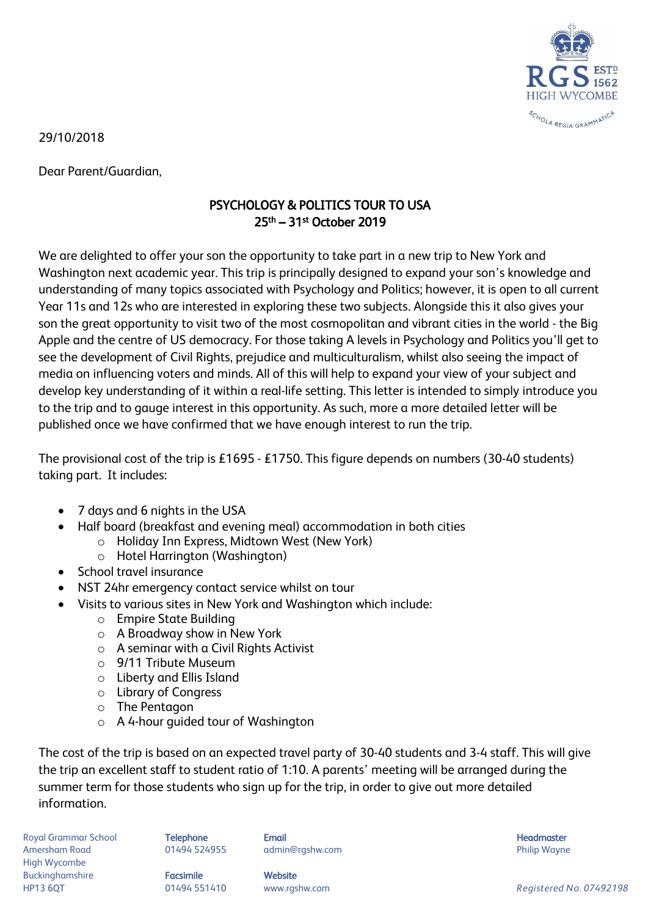29/10/2018

Dear Parent/Guardian,

**PSYCHOLOGY & POLITICS TOUR TO USA**
**25th – 31st October 2019**

We are delighted to offer your son the opportunity to take part in a new trip to New York and Washington next academic year. This trip is principally designed to expand your son's knowledge and understanding of many topics associated with Psychology and Politics; however, it is open to all current Year 11s and 12s who are interested in exploring these two subjects. Alongside this it also gives your son the great opportunity to visit two of the most cosmopolitan and vibrant cities in the world - the Big Apple and the centre of US democracy. For those taking A levels in Psychology and Politics you'll get to see the development of Civil Rights, prejudice and multiculturalism, whilst also seeing the impact of media on influencing voters and minds. All of this will help to expand your view of your subject and develop key understanding of it within a real-life setting. This letter is intended to simply introduce you to the trip and to gauge interest in this opportunity. As such, more a more detailed letter will be published once we have confirmed that we have enough interest to run the trip.

The provisional cost of the trip is £1695 - £1750. This figure depends on numbers (30-40 students) taking part. It includes:

- 7 days and 6 nights in the USA
- Half board (breakfast and evening meal) accommodation in both cities
    - Holiday Inn Express, Midtown West (New York)
    - Hotel Harrington (Washington)
- School travel insurance
- NST 24hr emergency contact service whilst on tour
- Visits to various sites in New York and Washington which include:
    - Empire State Building
    - A Broadway show in New York
    - A seminar with a Civil Rights Activist
    - 9/11 Tribute Museum
    - Liberty and Ellis Island
    - Library of Congress
    - The Pentagon
    - A 4-hour guided tour of Washington

The cost of the trip is based on an expected travel party of 30-40 students and 3-4 staff. This will give the trip an excellent staff to student ratio of 1:10. A parents' meeting will be arranged during the summer term for those students who sign up for the trip, in order to give out more detailed information.

Royal Grammar School
Amersham Road
High Wycombe
Buckinghamshire
HP13 6QT

**Telephone** 01494 524955
**Facsimile** 01494 551410
**Email** admin@rgshw.com
**Website** www.rgshw.com
**Headmaster** Philip Wayne

*Registered No. 07492198*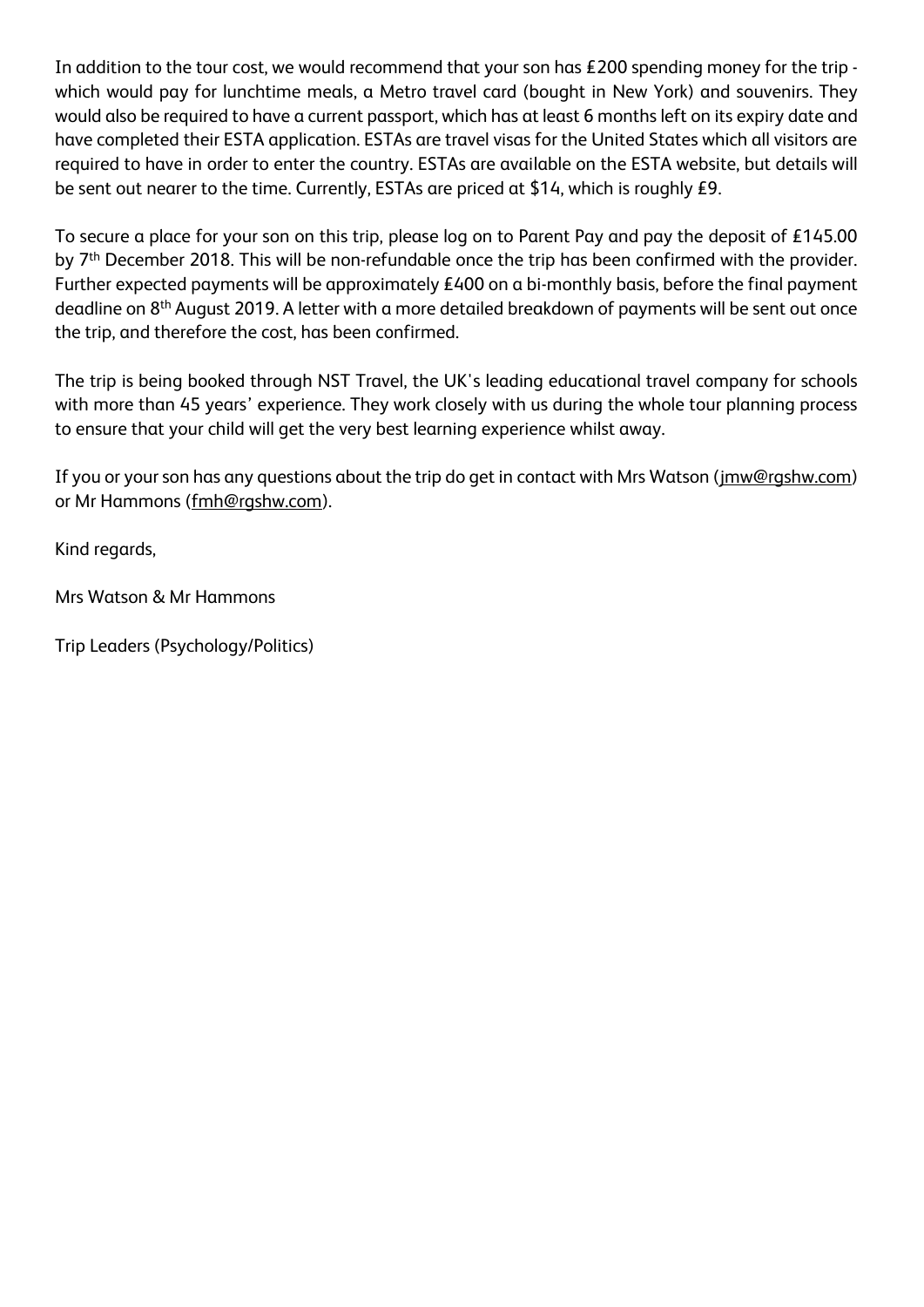In addition to the tour cost, we would recommend that your son has £200 spending money for the trip - which would pay for lunchtime meals, a Metro travel card (bought in New York) and souvenirs. They would also be required to have a current passport, which has at least 6 months left on its expiry date and have completed their ESTA application. ESTAs are travel visas for the United States which all visitors are required to have in order to enter the country. ESTAs are available on the ESTA website, but details will be sent out nearer to the time. Currently, ESTAs are priced at $14, which is roughly £9.

To secure a place for your son on this trip, please log on to Parent Pay and pay the deposit of £145.00 by 7th December 2018. This will be non-refundable once the trip has been confirmed with the provider. Further expected payments will be approximately £400 on a bi-monthly basis, before the final payment deadline on 8th August 2019. A letter with a more detailed breakdown of payments will be sent out once the trip, and therefore the cost, has been confirmed.

The trip is being booked through NST Travel, the UK's leading educational travel company for schools with more than 45 years' experience. They work closely with us during the whole tour planning process to ensure that your child will get the very best learning experience whilst away.

If you or your son has any questions about the trip do get in contact with Mrs Watson (jmw@rgshw.com) or Mr Hammons (fmh@rgshw.com).

Kind regards,

Mrs Watson & Mr Hammons

Trip Leaders (Psychology/Politics)